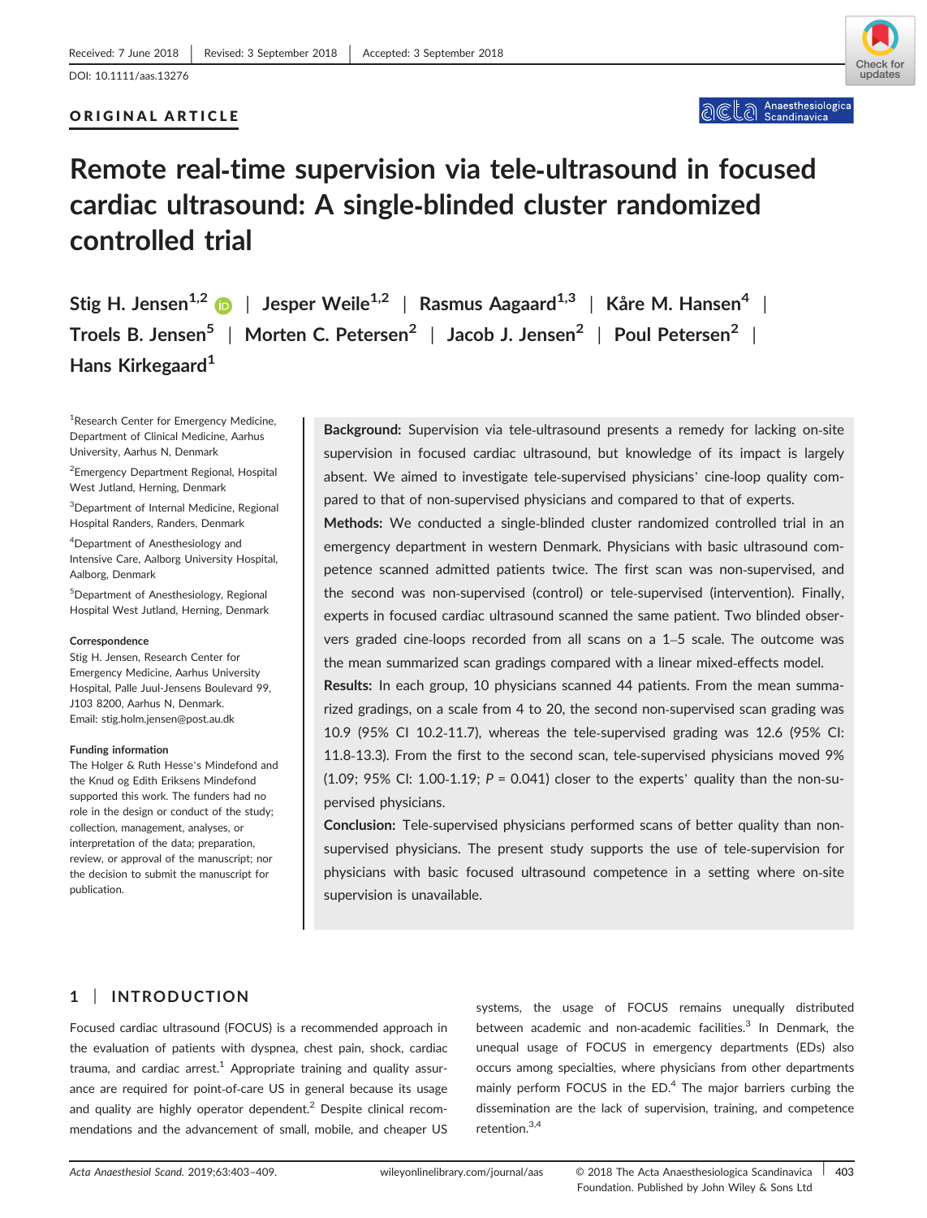Received: 7 June 2018 | Revised: 3 September 2018 | Accepted: 3 September 2018

DOI: 10.1111/aas.13276

ORIGINAL ARTICLE

# Remote real-time supervision via tele-ultrasound in focused cardiac ultrasound: A single-blinded cluster randomized controlled trial

Stig H. Jensen[1,2] | Jesper Weile[1,2] | Rasmus Aagaard[1,3] | Kåre M. Hansen[4] | Troels B. Jensen[5] | Morten C. Petersen[2] | Jacob J. Jensen[2] | Poul Petersen[2] | Hans Kirkegaard[1]

[1]Research Center for Emergency Medicine, Department of Clinical Medicine, Aarhus University, Aarhus N, Denmark

[2]Emergency Department Regional, Hospital West Jutland, Herning, Denmark

[3]Department of Internal Medicine, Regional Hospital Randers, Randers, Denmark

[4]Department of Anesthesiology and Intensive Care, Aalborg University Hospital, Aalborg, Denmark

[5]Department of Anesthesiology, Regional Hospital West Jutland, Herning, Denmark

**Correspondence**
Stig H. Jensen, Research Center for Emergency Medicine, Aarhus University Hospital, Palle Juul-Jensens Boulevard 99, J103 8200, Aarhus N, Denmark.
Email: stig.holm.jensen@post.au.dk

**Funding information**
The Holger & Ruth Hesse's Mindefond and the Knud og Edith Eriksens Mindefond supported this work. The funders had no role in the design or conduct of the study; collection, management, analyses, or interpretation of the data; preparation, review, or approval of the manuscript; nor the decision to submit the manuscript for publication.

**Background:** Supervision via tele-ultrasound presents a remedy for lacking on-site supervision in focused cardiac ultrasound, but knowledge of its impact is largely absent. We aimed to investigate tele-supervised physicians' cine-loop quality compared to that of non-supervised physicians and compared to that of experts.

**Methods:** We conducted a single-blinded cluster randomized controlled trial in an emergency department in western Denmark. Physicians with basic ultrasound competence scanned admitted patients twice. The first scan was non-supervised, and the second was non-supervised (control) or tele-supervised (intervention). Finally, experts in focused cardiac ultrasound scanned the same patient. Two blinded observers graded cine-loops recorded from all scans on a 1–5 scale. The outcome was the mean summarized scan gradings compared with a linear mixed-effects model.

**Results:** In each group, 10 physicians scanned 44 patients. From the mean summarized gradings, on a scale from 4 to 20, the second non-supervised scan grading was 10.9 (95% CI 10.2-11.7), whereas the tele-supervised grading was 12.6 (95% CI: 11.8-13.3). From the first to the second scan, tele-supervised physicians moved 9% (1.09; 95% CI: 1.00-1.19; $P = 0.041$) closer to the experts' quality than the non-supervised physicians.

**Conclusion:** Tele-supervised physicians performed scans of better quality than non-supervised physicians. The present study supports the use of tele-supervision for physicians with basic focused ultrasound competence in a setting where on-site supervision is unavailable.

## 1 | INTRODUCTION

Focused cardiac ultrasound (FOCUS) is a recommended approach in the evaluation of patients with dyspnea, chest pain, shock, cardiac trauma, and cardiac arrest.[1] Appropriate training and quality assurance are required for point-of-care US in general because its usage and quality are highly operator dependent.[2] Despite clinical recommendations and the advancement of small, mobile, and cheaper US systems, the usage of FOCUS remains unequally distributed between academic and non-academic facilities.[3] In Denmark, the unequal usage of FOCUS in emergency departments (EDs) also occurs among specialties, where physicians from other departments mainly perform FOCUS in the ED.[4] The major barriers curbing the dissemination are the lack of supervision, training, and competence retention.[3,4]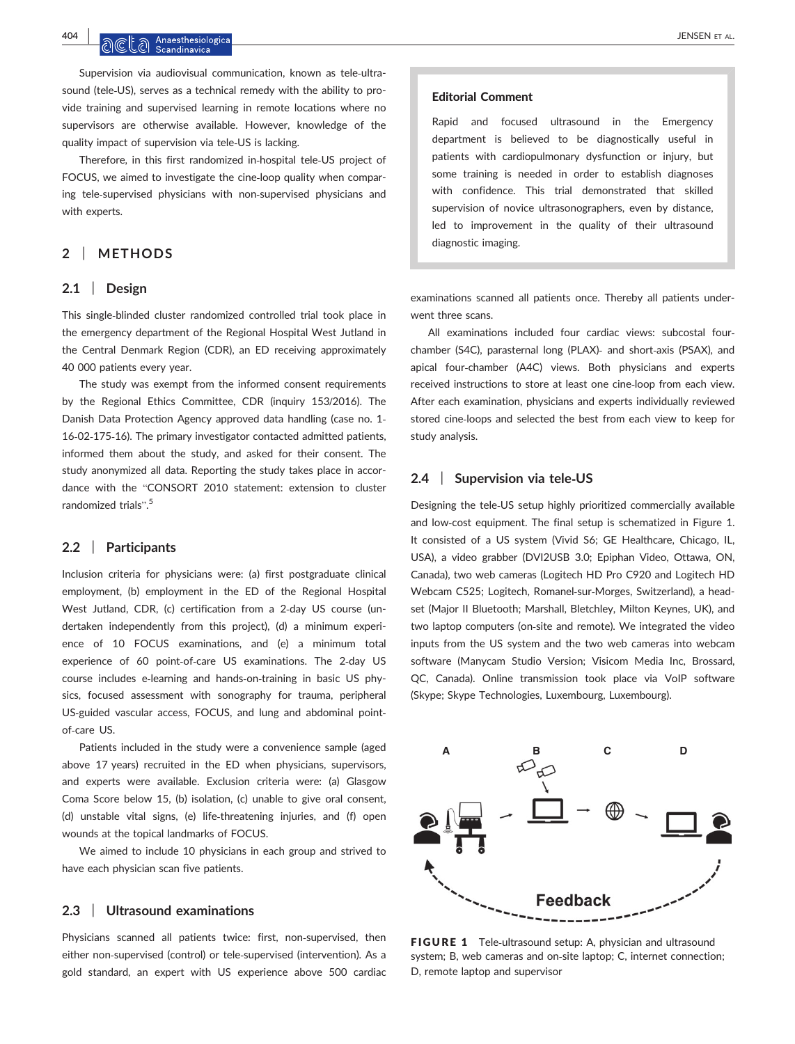Supervision via audiovisual communication, known as tele-ultrasound (tele-US), serves as a technical remedy with the ability to provide training and supervised learning in remote locations where no supervisors are otherwise available. However, knowledge of the quality impact of supervision via tele-US is lacking.

Therefore, in this first randomized in-hospital tele-US project of FOCUS, we aimed to investigate the cine-loop quality when comparing tele-supervised physicians with non-supervised physicians and with experts.

## 2 | METHODS

### 2.1 | Design

This single-blinded cluster randomized controlled trial took place in the emergency department of the Regional Hospital West Jutland in the Central Denmark Region (CDR), an ED receiving approximately 40 000 patients every year.

The study was exempt from the informed consent requirements by the Regional Ethics Committee, CDR (inquiry 153/2016). The Danish Data Protection Agency approved data handling (case no. 1-16-02-175-16). The primary investigator contacted admitted patients, informed them about the study, and asked for their consent. The study anonymized all data. Reporting the study takes place in accordance with the "CONSORT 2010 statement: extension to cluster randomized trials".[5]

### 2.2 | Participants

Inclusion criteria for physicians were: (a) first postgraduate clinical employment, (b) employment in the ED of the Regional Hospital West Jutland, CDR, (c) certification from a 2-day US course (undertaken independently from this project), (d) a minimum experience of 10 FOCUS examinations, and (e) a minimum total experience of 60 point-of-care US examinations. The 2-day US course includes e-learning and hands-on-training in basic US physics, focused assessment with sonography for trauma, peripheral US-guided vascular access, FOCUS, and lung and abdominal point-of-care US.

Patients included in the study were a convenience sample (aged above 17 years) recruited in the ED when physicians, supervisors, and experts were available. Exclusion criteria were: (a) Glasgow Coma Score below 15, (b) isolation, (c) unable to give oral consent, (d) unstable vital signs, (e) life-threatening injuries, and (f) open wounds at the topical landmarks of FOCUS.

We aimed to include 10 physicians in each group and strived to have each physician scan five patients.

### 2.3 | Ultrasound examinations

Physicians scanned all patients twice: first, non-supervised, then either non-supervised (control) or tele-supervised (intervention). As a gold standard, an expert with US experience above 500 cardiac examinations scanned all patients once. Thereby all patients underwent three scans.

All examinations included four cardiac views: subcostal four-chamber (S4C), parasternal long (PLAX)- and short-axis (PSAX), and apical four-chamber (A4C) views. Both physicians and experts received instructions to store at least one cine-loop from each view. After each examination, physicians and experts individually reviewed stored cine-loops and selected the best from each view to keep for study analysis.

### 2.4 | Supervision via tele-US

Designing the tele-US setup highly prioritized commercially available and low-cost equipment. The final setup is schematized in Figure 1. It consisted of a US system (Vivid S6; GE Healthcare, Chicago, IL, USA), a video grabber (DVI2USB 3.0; Epiphan Video, Ottawa, ON, Canada), two web cameras (Logitech HD Pro C920 and Logitech HD Webcam C525; Logitech, Romanel-sur-Morges, Switzerland), a headset (Major II Bluetooth; Marshall, Bletchley, Milton Keynes, UK), and two laptop computers (on-site and remote). We integrated the video inputs from the US system and the two web cameras into webcam software (Manycam Studio Version; Visicom Media Inc, Brossard, QC, Canada). Online transmission took place via VoIP software (Skype; Skype Technologies, Luxembourg, Luxembourg).

**FIGURE 1** Tele-ultrasound setup: A, physician and ultrasound system; B, web cameras and on-site laptop; C, internet connection; D, remote laptop and supervisor

> **Editorial Comment**
>
> Rapid and focused ultrasound in the Emergency department is believed to be diagnostically useful in patients with cardiopulmonary dysfunction or injury, but some training is needed in order to establish diagnoses with confidence. This trial demonstrated that skilled supervision of novice ultrasonographers, even by distance, led to improvement in the quality of their ultrasound diagnostic imaging.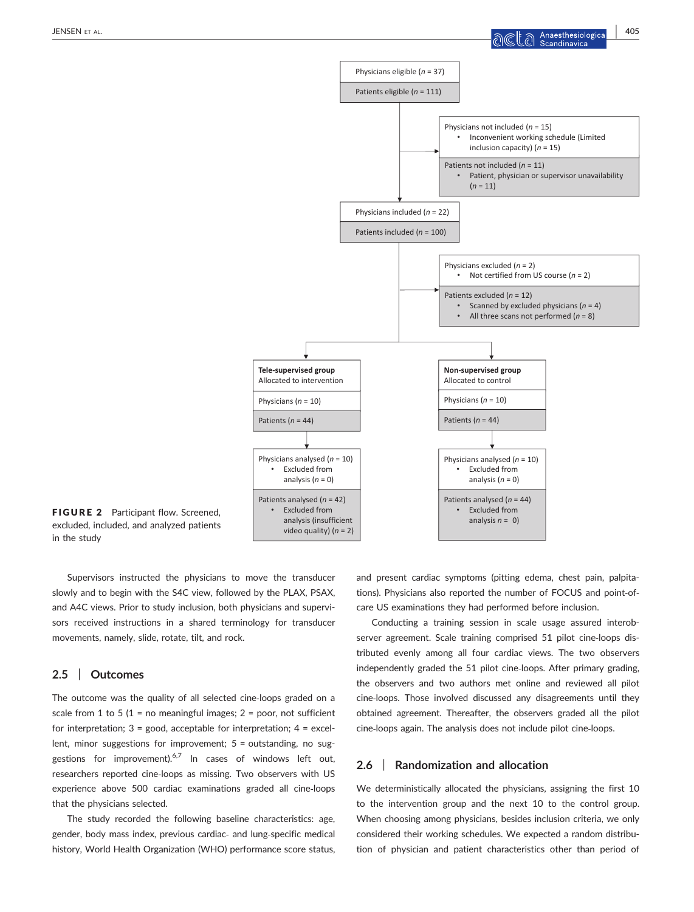Physicians eligible (*n* = 37)

Patients eligible (*n* = 111)

Physicians not included (*n* = 15)
- Inconvenient working schedule (Limited inclusion capacity) (*n* = 15)

Patients not included (*n* = 11)
- Patient, physician or supervisor unavailability (*n* = 11)

Physicians included (*n* = 22)

Patients included (*n* = 100)

Physicians excluded (*n* = 2)
- Not certified from US course (*n* = 2)

Patients excluded (*n* = 12)
- Scanned by excluded physicians (*n* = 4)
- All three scans not performed (*n* = 8)

| **Tele-supervised group** Allocated to intervention | **Non-supervised group** Allocated to control |
|---|---|
| Physicians (*n* = 10) | Physicians (*n* = 10) |
| Patients (*n* = 44) | Patients (*n* = 44) |
| Physicians analysed (*n* = 10) • Excluded from analysis (*n* = 0) | Physicians analysed (*n* = 10) • Excluded from analysis (*n* = 0) |
| Patients analysed (*n* = 42) • Excluded from analysis (insufficient video quality) (*n* = 2) | Patients analysed (*n* = 44) • Excluded from analysis *n* = 0) |

**FIGURE 2** Participant flow. Screened, excluded, included, and analyzed patients in the study

Supervisors instructed the physicians to move the transducer slowly and to begin with the S4C view, followed by the PLAX, PSAX, and A4C views. Prior to study inclusion, both physicians and supervisors received instructions in a shared terminology for transducer movements, namely, slide, rotate, tilt, and rock.

## 2.5 | Outcomes

The outcome was the quality of all selected cine-loops graded on a scale from 1 to 5 (1 = no meaningful images; 2 = poor, not sufficient for interpretation; 3 = good, acceptable for interpretation; 4 = excellent, minor suggestions for improvement; 5 = outstanding, no suggestions for improvement).[6,7] In cases of windows left out, researchers reported cine-loops as missing. Two observers with US experience above 500 cardiac examinations graded all cine-loops that the physicians selected.

The study recorded the following baseline characteristics: age, gender, body mass index, previous cardiac- and lung-specific medical history, World Health Organization (WHO) performance score status, and present cardiac symptoms (pitting edema, chest pain, palpitations). Physicians also reported the number of FOCUS and point-of-care US examinations they had performed before inclusion.

Conducting a training session in scale usage assured interobserver agreement. Scale training comprised 51 pilot cine-loops distributed evenly among all four cardiac views. The two observers independently graded the 51 pilot cine-loops. After primary grading, the observers and two authors met online and reviewed all pilot cine-loops. Those involved discussed any disagreements until they obtained agreement. Thereafter, the observers graded all the pilot cine-loops again. The analysis does not include pilot cine-loops.

## 2.6 | Randomization and allocation

We deterministically allocated the physicians, assigning the first 10 to the intervention group and the next 10 to the control group. When choosing among physicians, besides inclusion criteria, we only considered their working schedules. We expected a random distribution of physician and patient characteristics other than period of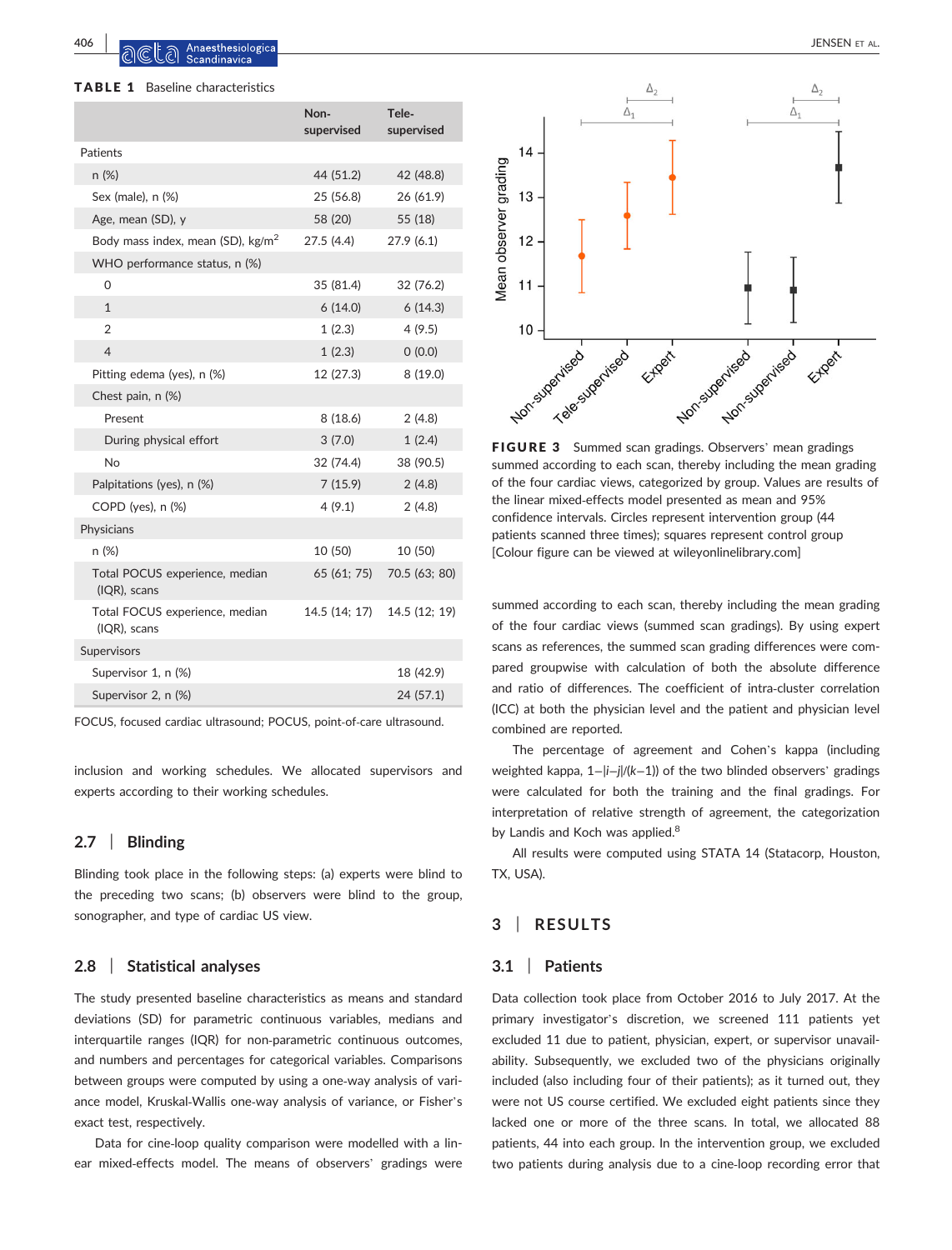**TABLE 1** Baseline characteristics

| | Non-supervised | Tele-supervised |
|---|---|---|
| Patients | | |
| n (%) | 44 (51.2) | 42 (48.8) |
| Sex (male), n (%) | 25 (56.8) | 26 (61.9) |
| Age, mean (SD), y | 58 (20) | 55 (18) |
| Body mass index, mean (SD), kg/m$^2$ | 27.5 (4.4) | 27.9 (6.1) |
| WHO performance status, n (%) | | |
| 0 | 35 (81.4) | 32 (76.2) |
| 1 | 6 (14.0) | 6 (14.3) |
| 2 | 1 (2.3) | 4 (9.5) |
| 4 | 1 (2.3) | 0 (0.0) |
| Pitting edema (yes), n (%) | 12 (27.3) | 8 (19.0) |
| Chest pain, n (%) | | |
| Present | 8 (18.6) | 2 (4.8) |
| During physical effort | 3 (7.0) | 1 (2.4) |
| No | 32 (74.4) | 38 (90.5) |
| Palpitations (yes), n (%) | 7 (15.9) | 2 (4.8) |
| COPD (yes), n (%) | 4 (9.1) | 2 (4.8) |
| Physicians | | |
| n (%) | 10 (50) | 10 (50) |
| Total POCUS experience, median (IQR), scans | 65 (61; 75) | 70.5 (63; 80) |
| Total FOCUS experience, median (IQR), scans | 14.5 (14; 17) | 14.5 (12; 19) |
| Supervisors | | |
| Supervisor 1, n (%) | | 18 (42.9) |
| Supervisor 2, n (%) | | 24 (57.1) |

FOCUS, focused cardiac ultrasound; POCUS, point-of-care ultrasound.

inclusion and working schedules. We allocated supervisors and experts according to their working schedules.

## 2.7 | Blinding

Blinding took place in the following steps: (a) experts were blind to the preceding two scans; (b) observers were blind to the group, sonographer, and type of cardiac US view.

## 2.8 | Statistical analyses

The study presented baseline characteristics as means and standard deviations (SD) for parametric continuous variables, medians and interquartile ranges (IQR) for non-parametric continuous outcomes, and numbers and percentages for categorical variables. Comparisons between groups were computed by using a one-way analysis of variance model, Kruskal-Wallis one-way analysis of variance, or Fisher's exact test, respectively.

Data for cine-loop quality comparison were modelled with a linear mixed-effects model. The means of observers' gradings were summed according to each scan, thereby including the mean grading of the four cardiac views (summed scan gradings). By using expert scans as references, the summed scan grading differences were compared groupwise with calculation of both the absolute difference and ratio of differences. The coefficient of intra-cluster correlation (ICC) at both the physician level and the patient and physician level combined are reported.

The percentage of agreement and Cohen's kappa (including weighted kappa, $1-|i-j|/(k-1)$) of the two blinded observers' gradings were calculated for both the training and the final gradings. For interpretation of relative strength of agreement, the categorization by Landis and Koch was applied.[8]

All results were computed using STATA 14 (Statacorp, Houston, TX, USA).

**FIGURE 3** Summed scan gradings. Observers' mean gradings summed according to each scan, thereby including the mean grading of the four cardiac views, categorized by group. Values are results of the linear mixed-effects model presented as mean and 95% confidence intervals. Circles represent intervention group (44 patients scanned three times); squares represent control group [Colour figure can be viewed at wileyonlinelibrary.com]

# 3 | RESULTS

## 3.1 | Patients

Data collection took place from October 2016 to July 2017. At the primary investigator's discretion, we screened 111 patients yet excluded 11 due to patient, physician, expert, or supervisor unavailability. Subsequently, we excluded two of the physicians originally included (also including four of their patients); as it turned out, they were not US course certified. We excluded eight patients since they lacked one or more of the three scans. In total, we allocated 88 patients, 44 into each group. In the intervention group, we excluded two patients during analysis due to a cine-loop recording error that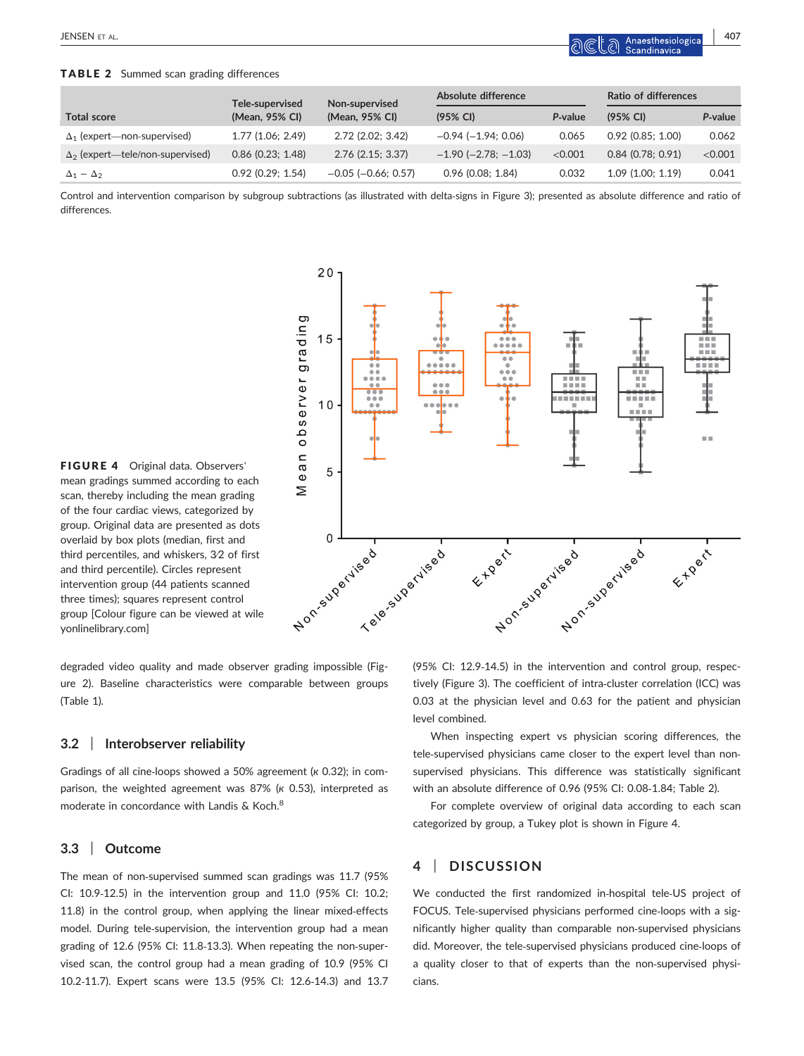**TABLE 2** Summed scan grading differences

| Total score | Tele-supervised (Mean, 95% CI) | Non-supervised (Mean, 95% CI) | Absolute difference (95% CI) | P-value | Ratio of differences (95% CI) | P-value |
|---|---|---|---|---|---|---|
| $\Delta_1$ (expert—non-supervised) | 1.77 (1.06; 2.49) | 2.72 (2.02; 3.42) | −0.94 (−1.94; 0.06) | 0.065 | 0.92 (0.85; 1.00) | 0.062 |
| $\Delta_2$ (expert—tele/non-supervised) | 0.86 (0.23; 1.48) | 2.76 (2.15; 3.37) | −1.90 (−2.78; −1.03) | <0.001 | 0.84 (0.78; 0.91) | <0.001 |
| $\Delta_1 - \Delta_2$ | 0.92 (0.29; 1.54) | −0.05 (−0.66; 0.57) | 0.96 (0.08; 1.84) | 0.032 | 1.09 (1.00; 1.19) | 0.041 |

Control and intervention comparison by subgroup subtractions (as illustrated with delta-signs in Figure 3); presented as absolute difference and ratio of differences.

**FIGURE 4** Original data. Observers' mean gradings summed according to each scan, thereby including the mean grading of the four cardiac views, categorized by group. Original data are presented as dots overlaid by box plots (median, first and third percentiles, and whiskers, 3⁄2 of first and third percentile). Circles represent intervention group (44 patients scanned three times); squares represent control group [Colour figure can be viewed at wileyonlinelibrary.com]

degraded video quality and made observer grading impossible (Figure 2). Baseline characteristics were comparable between groups (Table 1).

### 3.2 | Interobserver reliability

Gradings of all cine-loops showed a 50% agreement (κ 0.32); in comparison, the weighted agreement was 87% (κ 0.53), interpreted as moderate in concordance with Landis & Koch.[8]

### 3.3 | Outcome

The mean of non-supervised summed scan gradings was 11.7 (95% CI: 10.9-12.5) in the intervention group and 11.0 (95% CI: 10.2; 11.8) in the control group, when applying the linear mixed-effects model. During tele-supervision, the intervention group had a mean grading of 12.6 (95% CI: 11.8-13.3). When repeating the non-supervised scan, the control group had a mean grading of 10.9 (95% CI 10.2-11.7). Expert scans were 13.5 (95% CI: 12.6-14.3) and 13.7 (95% CI: 12.9-14.5) in the intervention and control group, respectively (Figure 3). The coefficient of intra-cluster correlation (ICC) was 0.03 at the physician level and 0.63 for the patient and physician level combined.

When inspecting expert vs physician scoring differences, the tele-supervised physicians came closer to the expert level than non-supervised physicians. This difference was statistically significant with an absolute difference of 0.96 (95% CI: 0.08-1.84; Table 2).

For complete overview of original data according to each scan categorized by group, a Tukey plot is shown in Figure 4.

## 4 | DISCUSSION

We conducted the first randomized in-hospital tele-US project of FOCUS. Tele-supervised physicians performed cine-loops with a significantly higher quality than comparable non-supervised physicians did. Moreover, the tele-supervised physicians produced cine-loops of a quality closer to that of experts than the non-supervised physicians.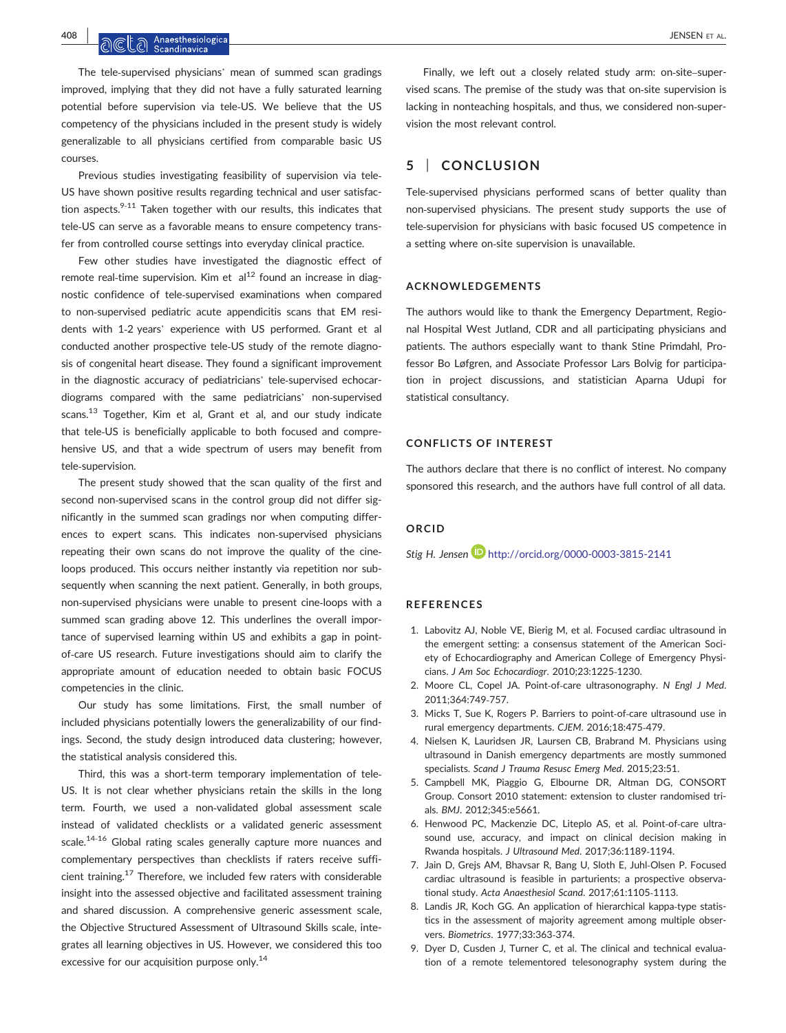The tele-supervised physicians' mean of summed scan gradings improved, implying that they did not have a fully saturated learning potential before supervision via tele-US. We believe that the US competency of the physicians included in the present study is widely generalizable to all physicians certified from comparable basic US courses.

Previous studies investigating feasibility of supervision via tele-US have shown positive results regarding technical and user satisfaction aspects.[9-11] Taken together with our results, this indicates that tele-US can serve as a favorable means to ensure competency transfer from controlled course settings into everyday clinical practice.

Few other studies have investigated the diagnostic effect of remote real-time supervision. Kim et al[12] found an increase in diagnostic confidence of tele-supervised examinations when compared to non-supervised pediatric acute appendicitis scans that EM residents with 1-2 years' experience with US performed. Grant et al conducted another prospective tele-US study of the remote diagnosis of congenital heart disease. They found a significant improvement in the diagnostic accuracy of pediatricians' tele-supervised echocardiograms compared with the same pediatricians' non-supervised scans.[13] Together, Kim et al, Grant et al, and our study indicate that tele-US is beneficially applicable to both focused and comprehensive US, and that a wide spectrum of users may benefit from tele-supervision.

The present study showed that the scan quality of the first and second non-supervised scans in the control group did not differ significantly in the summed scan gradings nor when computing differences to expert scans. This indicates non-supervised physicians repeating their own scans do not improve the quality of the cine-loops produced. This occurs neither instantly via repetition nor subsequently when scanning the next patient. Generally, in both groups, non-supervised physicians were unable to present cine-loops with a summed scan grading above 12. This underlines the overall importance of supervised learning within US and exhibits a gap in point-of-care US research. Future investigations should aim to clarify the appropriate amount of education needed to obtain basic FOCUS competencies in the clinic.

Our study has some limitations. First, the small number of included physicians potentially lowers the generalizability of our findings. Second, the study design introduced data clustering; however, the statistical analysis considered this.

Third, this was a short-term temporary implementation of tele-US. It is not clear whether physicians retain the skills in the long term. Fourth, we used a non-validated global assessment scale instead of validated checklists or a validated generic assessment scale.[14-16] Global rating scales generally capture more nuances and complementary perspectives than checklists if raters receive sufficient training.[17] Therefore, we included few raters with considerable insight into the assessed objective and facilitated assessment training and shared discussion. A comprehensive generic assessment scale, the Objective Structured Assessment of Ultrasound Skills scale, integrates all learning objectives in US. However, we considered this too excessive for our acquisition purpose only.[14]

Finally, we left out a closely related study arm: on-site–supervised scans. The premise of the study was that on-site supervision is lacking in nonteaching hospitals, and thus, we considered non-supervision the most relevant control.

## 5 | CONCLUSION

Tele-supervised physicians performed scans of better quality than non-supervised physicians. The present study supports the use of tele-supervision for physicians with basic focused US competence in a setting where on-site supervision is unavailable.

### ACKNOWLEDGEMENTS

The authors would like to thank the Emergency Department, Regional Hospital West Jutland, CDR and all participating physicians and patients. The authors especially want to thank Stine Primdahl, Professor Bo Løfgren, and Associate Professor Lars Bolvig for participation in project discussions, and statistician Aparna Udupi for statistical consultancy.

### CONFLICTS OF INTEREST

The authors declare that there is no conflict of interest. No company sponsored this research, and the authors have full control of all data.

### ORCID

*Stig H. Jensen* http://orcid.org/0000-0003-3815-2141

### REFERENCES

1. Labovitz AJ, Noble VE, Bierig M, et al. Focused cardiac ultrasound in the emergent setting: a consensus statement of the American Society of Echocardiography and American College of Emergency Physicians. *J Am Soc Echocardiogr*. 2010;23:1225-1230.
2. Moore CL, Copel JA. Point-of-care ultrasonography. *N Engl J Med*. 2011;364:749-757.
3. Micks T, Sue K, Rogers P. Barriers to point-of-care ultrasound use in rural emergency departments. *CJEM*. 2016;18:475-479.
4. Nielsen K, Lauridsen JR, Laursen CB, Brabrand M. Physicians using ultrasound in Danish emergency departments are mostly summoned specialists. *Scand J Trauma Resusc Emerg Med*. 2015;23:51.
5. Campbell MK, Piaggio G, Elbourne DR, Altman DG, CONSORT Group. Consort 2010 statement: extension to cluster randomised trials. *BMJ*. 2012;345:e5661.
6. Henwood PC, Mackenzie DC, Liteplo AS, et al. Point-of-care ultrasound use, accuracy, and impact on clinical decision making in Rwanda hospitals. *J Ultrasound Med*. 2017;36:1189-1194.
7. Jain D, Grejs AM, Bhavsar R, Bang U, Sloth E, Juhl-Olsen P. Focused cardiac ultrasound is feasible in parturients; a prospective observational study. *Acta Anaesthesiol Scand*. 2017;61:1105-1113.
8. Landis JR, Koch GG. An application of hierarchical kappa-type statistics in the assessment of majority agreement among multiple observers. *Biometrics*. 1977;33:363-374.
9. Dyer D, Cusden J, Turner C, et al. The clinical and technical evaluation of a remote telementored telesonography system during the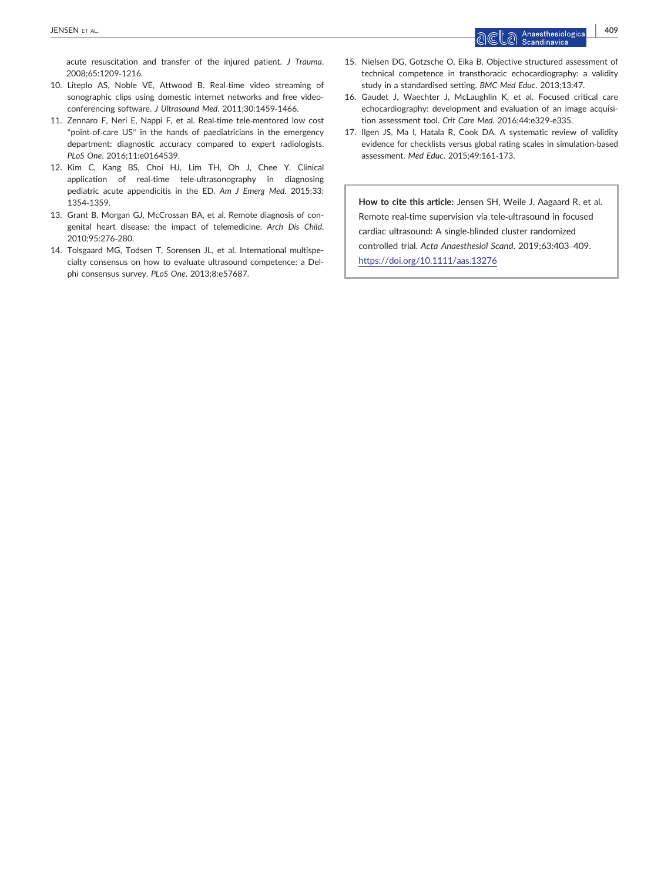acute resuscitation and transfer of the injured patient. *J Trauma*. 2008;65:1209-1216.

10. Liteplo AS, Noble VE, Attwood B. Real-time video streaming of sonographic clips using domestic internet networks and free video-conferencing software. *J Ultrasound Med*. 2011;30:1459-1466.
11. Zennaro F, Neri E, Nappi F, et al. Real-time tele-mentored low cost "point-of-care US" in the hands of paediatricians in the emergency department: diagnostic accuracy compared to expert radiologists. *PLoS One*. 2016;11:e0164539.
12. Kim C, Kang BS, Choi HJ, Lim TH, Oh J, Chee Y. Clinical application of real-time tele-ultrasonography in diagnosing pediatric acute appendicitis in the ED. *Am J Emerg Med*. 2015;33:1354-1359.
13. Grant B, Morgan GJ, McCrossan BA, et al. Remote diagnosis of congenital heart disease: the impact of telemedicine. *Arch Dis Child*. 2010;95:276-280.
14. Tolsgaard MG, Todsen T, Sorensen JL, et al. International multispecialty consensus on how to evaluate ultrasound competence: a Delphi consensus survey. *PLoS One*. 2013;8:e57687.
15. Nielsen DG, Gotzsche O, Eika B. Objective structured assessment of technical competence in transthoracic echocardiography: a validity study in a standardised setting. *BMC Med Educ*. 2013;13:47.
16. Gaudet J, Waechter J, McLaughlin K, et al. Focused critical care echocardiography: development and evaluation of an image acquisition assessment tool. *Crit Care Med*. 2016;44:e329-e335.
17. Ilgen JS, Ma I, Hatala R, Cook DA. A systematic review of validity evidence for checklists versus global rating scales in simulation-based assessment. *Med Educ*. 2015;49:161-173.

**How to cite this article:** Jensen SH, Weile J, Aagaard R, et al. Remote real-time supervision via tele-ultrasound in focused cardiac ultrasound: A single-blinded cluster randomized controlled trial. *Acta Anaesthesiol Scand*. 2019;63:403–409. https://doi.org/10.1111/aas.13276